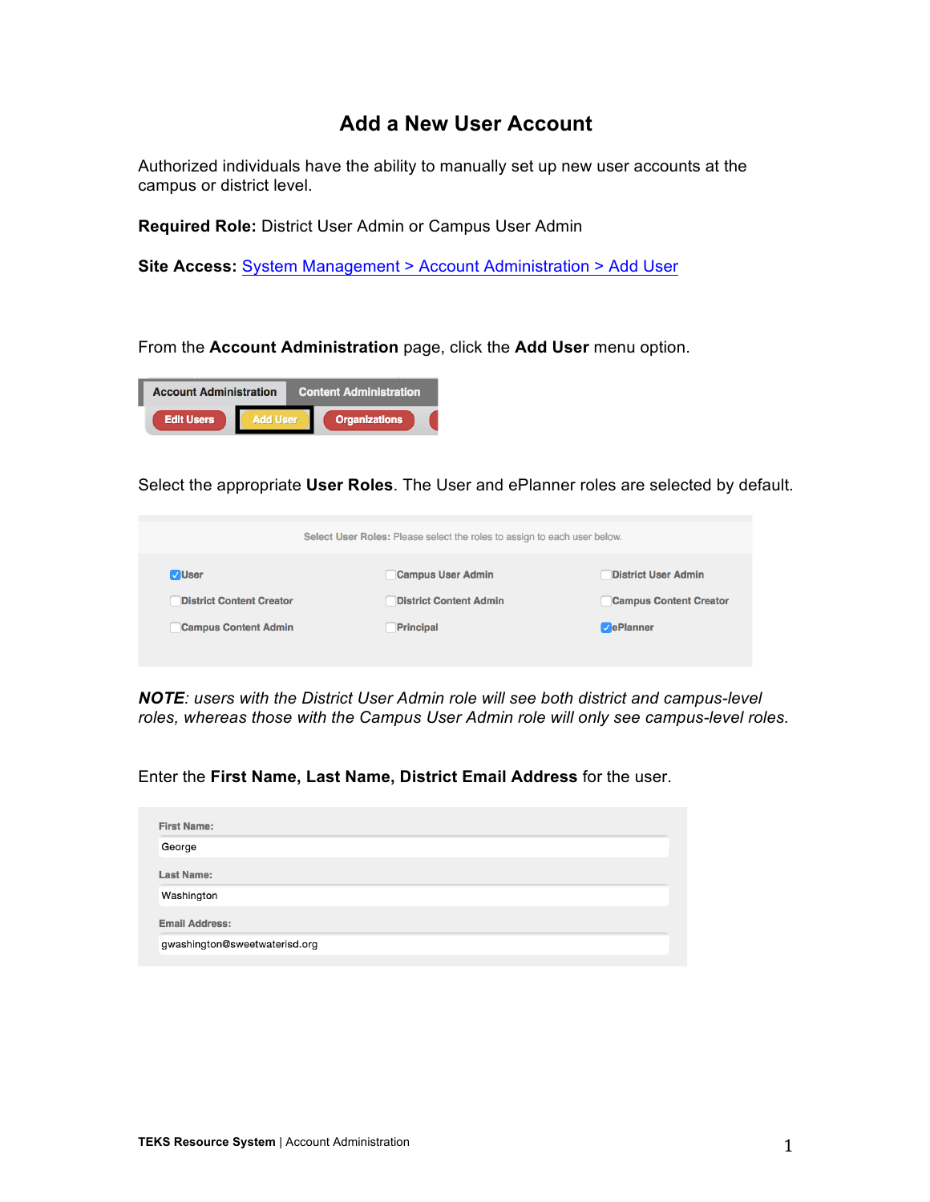# Add a New User Account

Authorized individuals have the ability to manually set up new user accounts at the campus or district level.

**Required Role:** District User Admin or Campus User Admin

**Site Access:** System Management > Account Administration > Add User

From the **Account Administration** page, click the **Add User** menu option.

Select the appropriate **User Roles**. The User and ePlanner roles are selected by default.

***NOTE****: users with the District User Admin role will see both district and campus-level roles, whereas those with the Campus User Admin role will only see campus-level roles.*

Enter the **First Name, Last Name, District Email Address** for the user.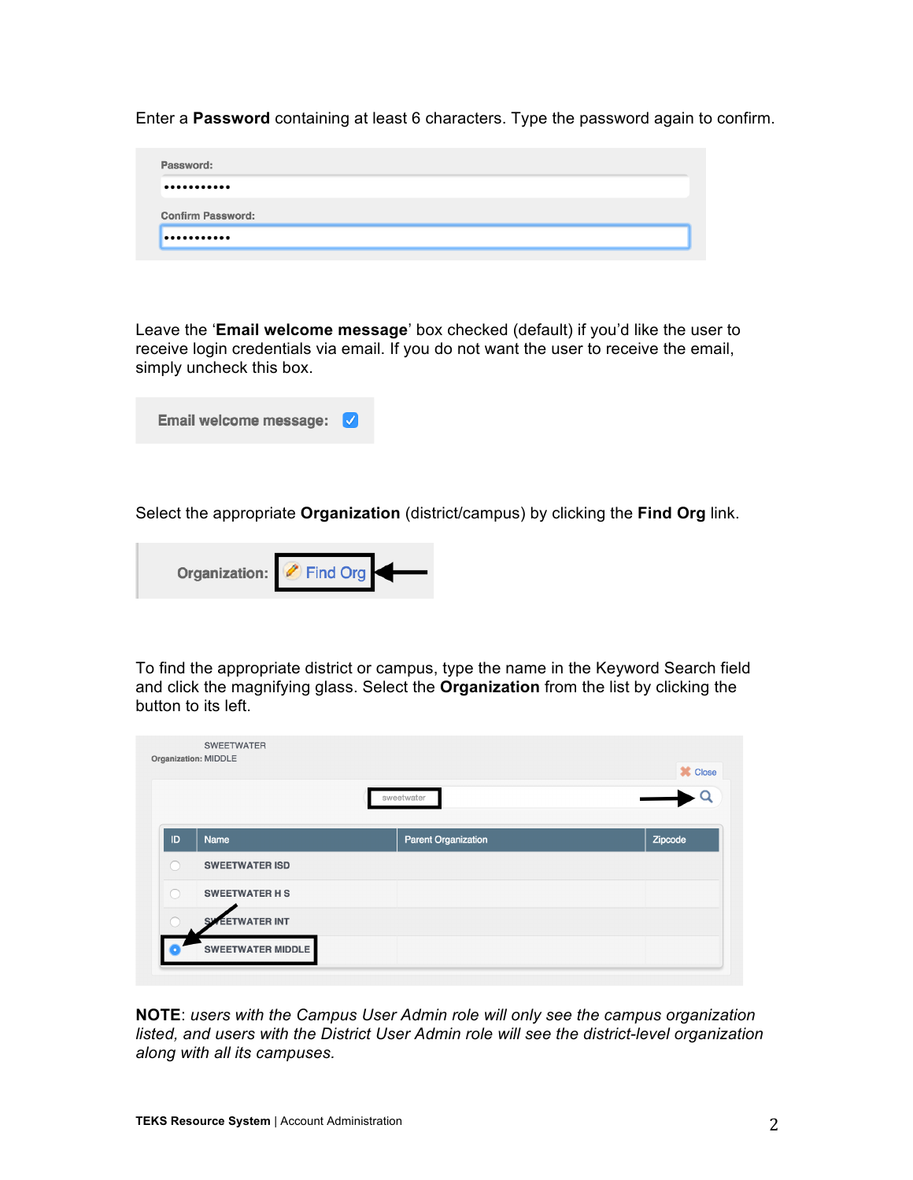Enter a **Password** containing at least 6 characters. Type the password again to confirm.

Password:

Confirm Password:

Leave the '**Email welcome message**' box checked (default) if you'd like the user to receive login credentials via email. If you do not want the user to receive the email, simply uncheck this box.

Email welcome message:

Select the appropriate **Organization** (district/campus) by clicking the **Find Org** link.

Organization: Find Org

To find the appropriate district or campus, type the name in the Keyword Search field and click the magnifying glass. Select the **Organization** from the list by clicking the button to its left.

SWEETWATER
Organization: MIDDLE

Close

sweetwater

| ID | Name | Parent Organization | Zipcode |
|---|---|---|---|
| | SWEETWATER ISD | | |
| | SWEETWATER H S | | |
| | SWEETWATER INT | | |
| | SWEETWATER MIDDLE | | |

**NOTE**: *users with the Campus User Admin role will only see the campus organization listed, and users with the District User Admin role will see the district-level organization along with all its campuses.*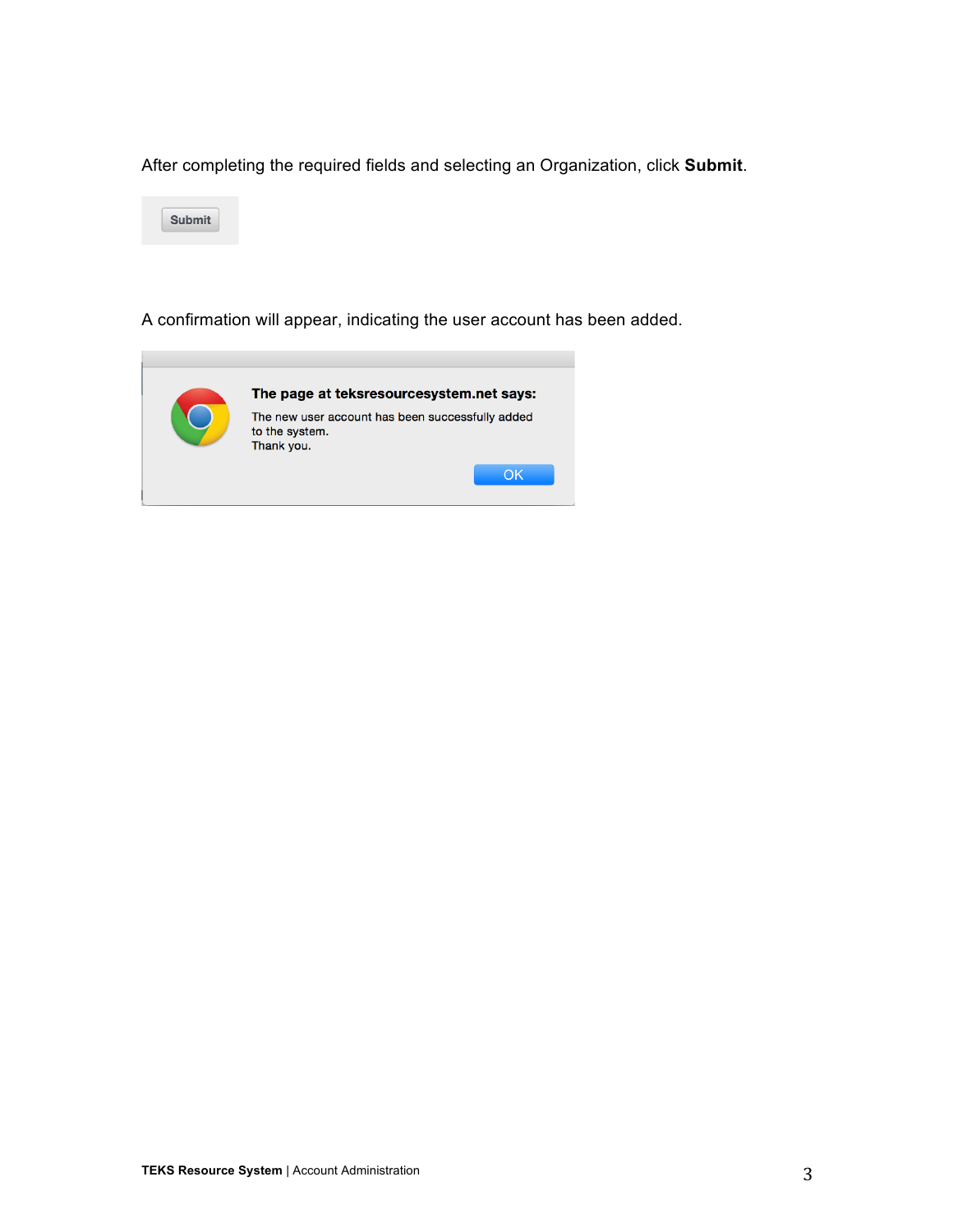After completing the required fields and selecting an Organization, click **Submit**.

Submit

A confirmation will appear, indicating the user account has been added.

**The page at teksresourcesystem.net says:**

The new user account has been successfully added to the system.
Thank you.

OK